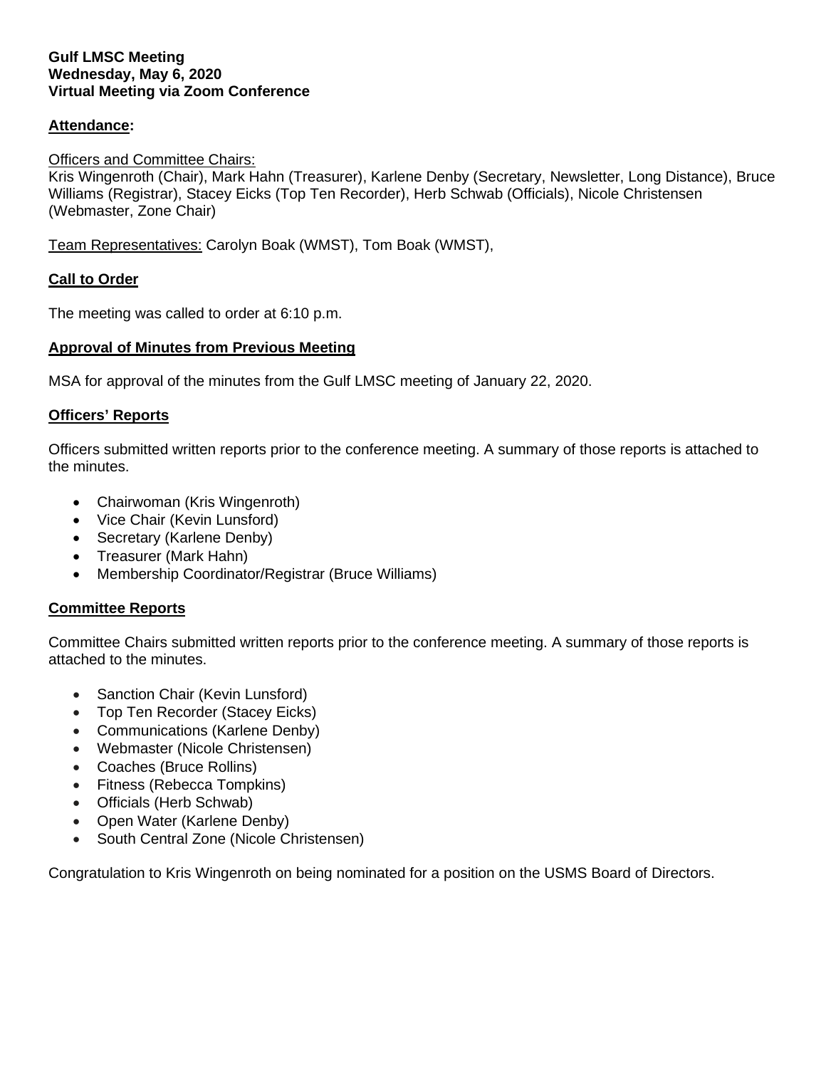**Gulf LMSC Meeting**
**Wednesday, May 6, 2020**
**Virtual Meeting via Zoom Conference**

## Attendance:

Officers and Committee Chairs:
Kris Wingenroth (Chair), Mark Hahn (Treasurer), Karlene Denby (Secretary, Newsletter, Long Distance), Bruce Williams (Registrar), Stacey Eicks (Top Ten Recorder), Herb Schwab (Officials), Nicole Christensen (Webmaster, Zone Chair)

Team Representatives: Carolyn Boak (WMST), Tom Boak (WMST),

## Call to Order

The meeting was called to order at 6:10 p.m.

## Approval of Minutes from Previous Meeting

MSA for approval of the minutes from the Gulf LMSC meeting of January 22, 2020.

## Officers' Reports

Officers submitted written reports prior to the conference meeting. A summary of those reports is attached to the minutes.

- Chairwoman (Kris Wingenroth)
- Vice Chair (Kevin Lunsford)
- Secretary (Karlene Denby)
- Treasurer (Mark Hahn)
- Membership Coordinator/Registrar (Bruce Williams)

## Committee Reports

Committee Chairs submitted written reports prior to the conference meeting. A summary of those reports is attached to the minutes.

- Sanction Chair (Kevin Lunsford)
- Top Ten Recorder (Stacey Eicks)
- Communications (Karlene Denby)
- Webmaster (Nicole Christensen)
- Coaches (Bruce Rollins)
- Fitness (Rebecca Tompkins)
- Officials (Herb Schwab)
- Open Water (Karlene Denby)
- South Central Zone (Nicole Christensen)

Congratulation to Kris Wingenroth on being nominated for a position on the USMS Board of Directors.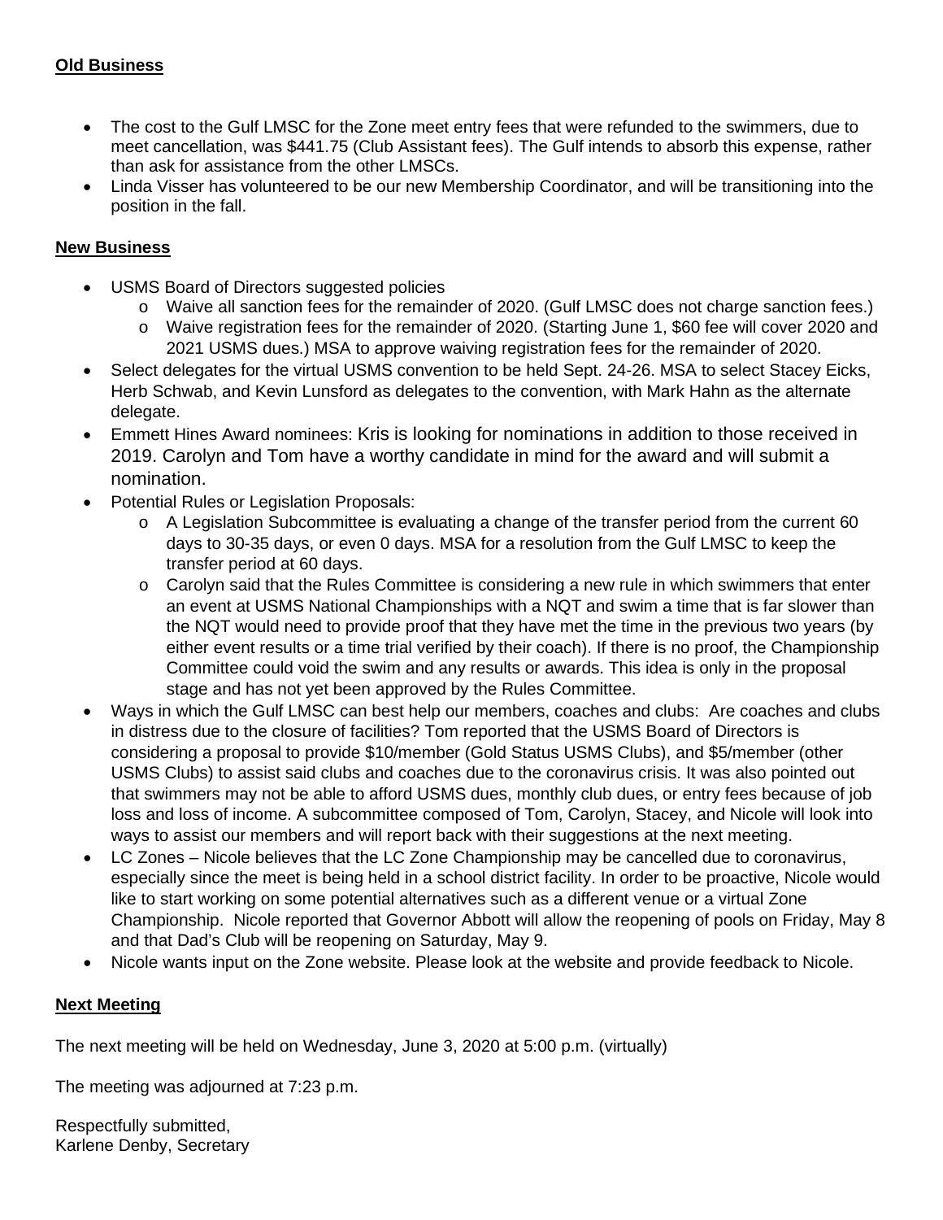**Old Business**

- The cost to the Gulf LMSC for the Zone meet entry fees that were refunded to the swimmers, due to meet cancellation, was $441.75 (Club Assistant fees). The Gulf intends to absorb this expense, rather than ask for assistance from the other LMSCs.
- Linda Visser has volunteered to be our new Membership Coordinator, and will be transitioning into the position in the fall.

**New Business**

- USMS Board of Directors suggested policies
  - Waive all sanction fees for the remainder of 2020. (Gulf LMSC does not charge sanction fees.)
  - Waive registration fees for the remainder of 2020. (Starting June 1, $60 fee will cover 2020 and 2021 USMS dues.) MSA to approve waiving registration fees for the remainder of 2020.
- Select delegates for the virtual USMS convention to be held Sept. 24-26. MSA to select Stacey Eicks, Herb Schwab, and Kevin Lunsford as delegates to the convention, with Mark Hahn as the alternate delegate.
- Emmett Hines Award nominees: Kris is looking for nominations in addition to those received in 2019. Carolyn and Tom have a worthy candidate in mind for the award and will submit a nomination.
- Potential Rules or Legislation Proposals:
  - A Legislation Subcommittee is evaluating a change of the transfer period from the current 60 days to 30-35 days, or even 0 days. MSA for a resolution from the Gulf LMSC to keep the transfer period at 60 days.
  - Carolyn said that the Rules Committee is considering a new rule in which swimmers that enter an event at USMS National Championships with a NQT and swim a time that is far slower than the NQT would need to provide proof that they have met the time in the previous two years (by either event results or a time trial verified by their coach). If there is no proof, the Championship Committee could void the swim and any results or awards. This idea is only in the proposal stage and has not yet been approved by the Rules Committee.
- Ways in which the Gulf LMSC can best help our members, coaches and clubs: Are coaches and clubs in distress due to the closure of facilities? Tom reported that the USMS Board of Directors is considering a proposal to provide $10/member (Gold Status USMS Clubs), and $5/member (other USMS Clubs) to assist said clubs and coaches due to the coronavirus crisis. It was also pointed out that swimmers may not be able to afford USMS dues, monthly club dues, or entry fees because of job loss and loss of income. A subcommittee composed of Tom, Carolyn, Stacey, and Nicole will look into ways to assist our members and will report back with their suggestions at the next meeting.
- LC Zones – Nicole believes that the LC Zone Championship may be cancelled due to coronavirus, especially since the meet is being held in a school district facility. In order to be proactive, Nicole would like to start working on some potential alternatives such as a different venue or a virtual Zone Championship. Nicole reported that Governor Abbott will allow the reopening of pools on Friday, May 8 and that Dad's Club will be reopening on Saturday, May 9.
- Nicole wants input on the Zone website. Please look at the website and provide feedback to Nicole.

**Next Meeting**

The next meeting will be held on Wednesday, June 3, 2020 at 5:00 p.m. (virtually)

The meeting was adjourned at 7:23 p.m.

Respectfully submitted,
Karlene Denby, Secretary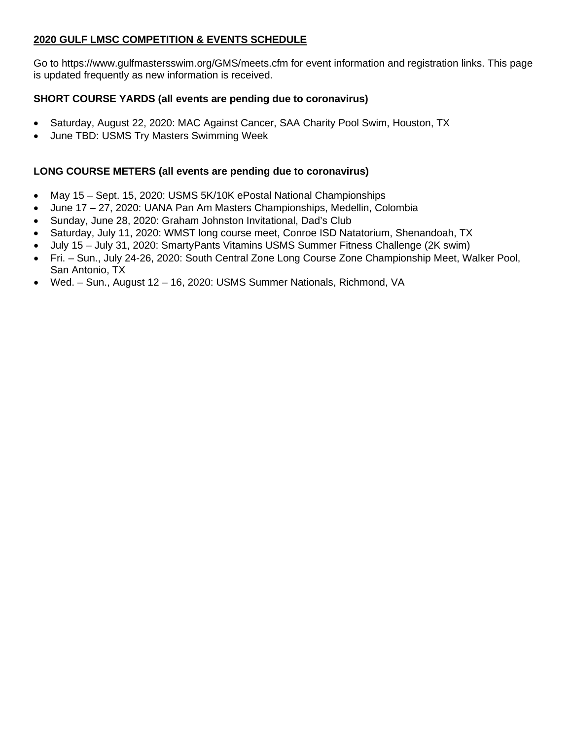## 2020 GULF LMSC COMPETITION & EVENTS SCHEDULE

Go to https://www.gulfmastersswim.org/GMS/meets.cfm for event information and registration links. This page is updated frequently as new information is received.

### SHORT COURSE YARDS (all events are pending due to coronavirus)

- Saturday, August 22, 2020: MAC Against Cancer, SAA Charity Pool Swim, Houston, TX
- June TBD: USMS Try Masters Swimming Week

### LONG COURSE METERS (all events are pending due to coronavirus)

- May 15 – Sept. 15, 2020: USMS 5K/10K ePostal National Championships
- June 17 – 27, 2020: UANA Pan Am Masters Championships, Medellin, Colombia
- Sunday, June 28, 2020: Graham Johnston Invitational, Dad's Club
- Saturday, July 11, 2020: WMST long course meet, Conroe ISD Natatorium, Shenandoah, TX
- July 15 – July 31, 2020: SmartyPants Vitamins USMS Summer Fitness Challenge (2K swim)
- Fri. – Sun., July 24-26, 2020: South Central Zone Long Course Zone Championship Meet, Walker Pool, San Antonio, TX
- Wed. – Sun., August 12 – 16, 2020: USMS Summer Nationals, Richmond, VA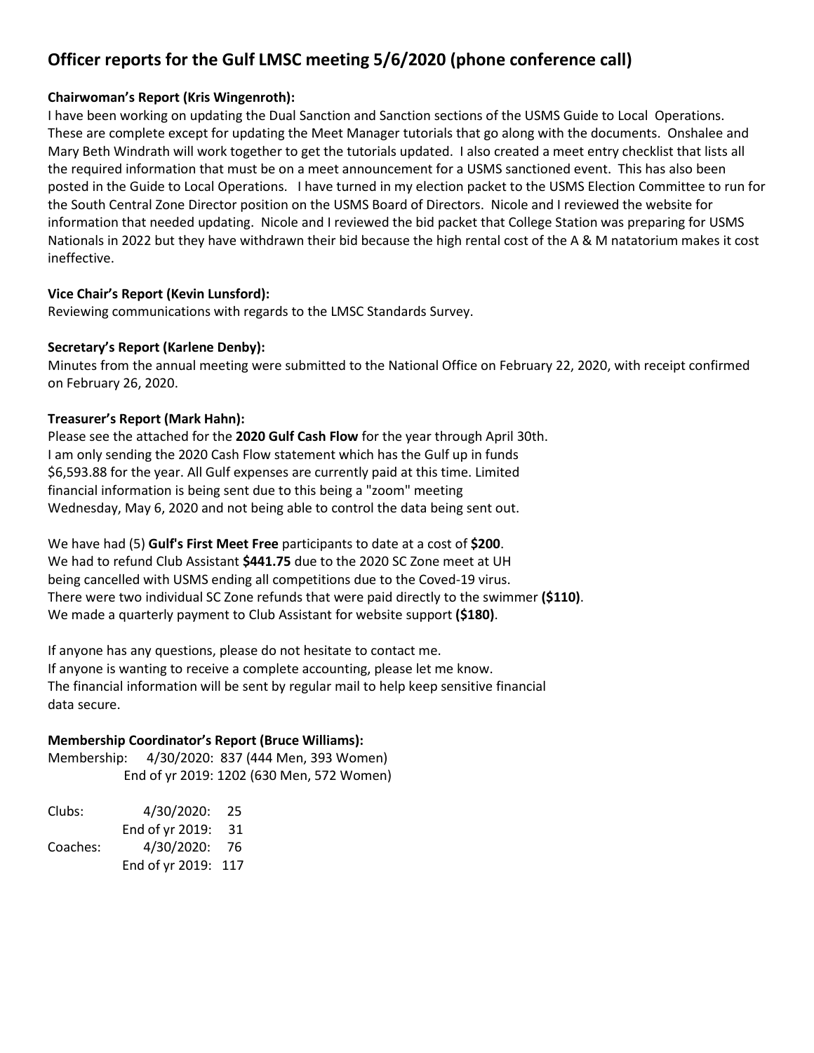## Officer reports for the Gulf LMSC meeting 5/6/2020 (phone conference call)

**Chairwoman's Report (Kris Wingenroth):**
I have been working on updating the Dual Sanction and Sanction sections of the USMS Guide to Local Operations. These are complete except for updating the Meet Manager tutorials that go along with the documents. Onshalee and Mary Beth Windrath will work together to get the tutorials updated. I also created a meet entry checklist that lists all the required information that must be on a meet announcement for a USMS sanctioned event. This has also been posted in the Guide to Local Operations. I have turned in my election packet to the USMS Election Committee to run for the South Central Zone Director position on the USMS Board of Directors. Nicole and I reviewed the website for information that needed updating. Nicole and I reviewed the bid packet that College Station was preparing for USMS Nationals in 2022 but they have withdrawn their bid because the high rental cost of the A & M natatorium makes it cost ineffective.

**Vice Chair's Report (Kevin Lunsford):**
Reviewing communications with regards to the LMSC Standards Survey.

**Secretary's Report (Karlene Denby):**
Minutes from the annual meeting were submitted to the National Office on February 22, 2020, with receipt confirmed on February 26, 2020.

**Treasurer's Report (Mark Hahn):**
Please see the attached for the **2020 Gulf Cash Flow** for the year through April 30th.
I am only sending the 2020 Cash Flow statement which has the Gulf up in funds $6,593.88 for the year. All Gulf expenses are currently paid at this time. Limited financial information is being sent due to this being a "zoom" meeting Wednesday, May 6, 2020 and not being able to control the data being sent out.

We have had (5) **Gulf's First Meet Free** participants to date at a cost of **$200**.
We had to refund Club Assistant **$441.75** due to the 2020 SC Zone meet at UH being cancelled with USMS ending all competitions due to the Coved-19 virus.
There were two individual SC Zone refunds that were paid directly to the swimmer **($110)**.
We made a quarterly payment to Club Assistant for website support **($180)**.

If anyone has any questions, please do not hesitate to contact me.
If anyone is wanting to receive a complete accounting, please let me know.
The financial information will be sent by regular mail to help keep sensitive financial data secure.

**Membership Coordinator's Report (Bruce Williams):**

| | | |
|---|---|---|
| Membership: | 4/30/2020: | 837 (444 Men, 393 Women) |
| | End of yr 2019: | 1202 (630 Men, 572 Women) |

| | | |
|---|---|---|
| Clubs: | 4/30/2020: | 25 |
| | End of yr 2019: | 31 |
| Coaches: | 4/30/2020: | 76 |
| | End of yr 2019: | 117 |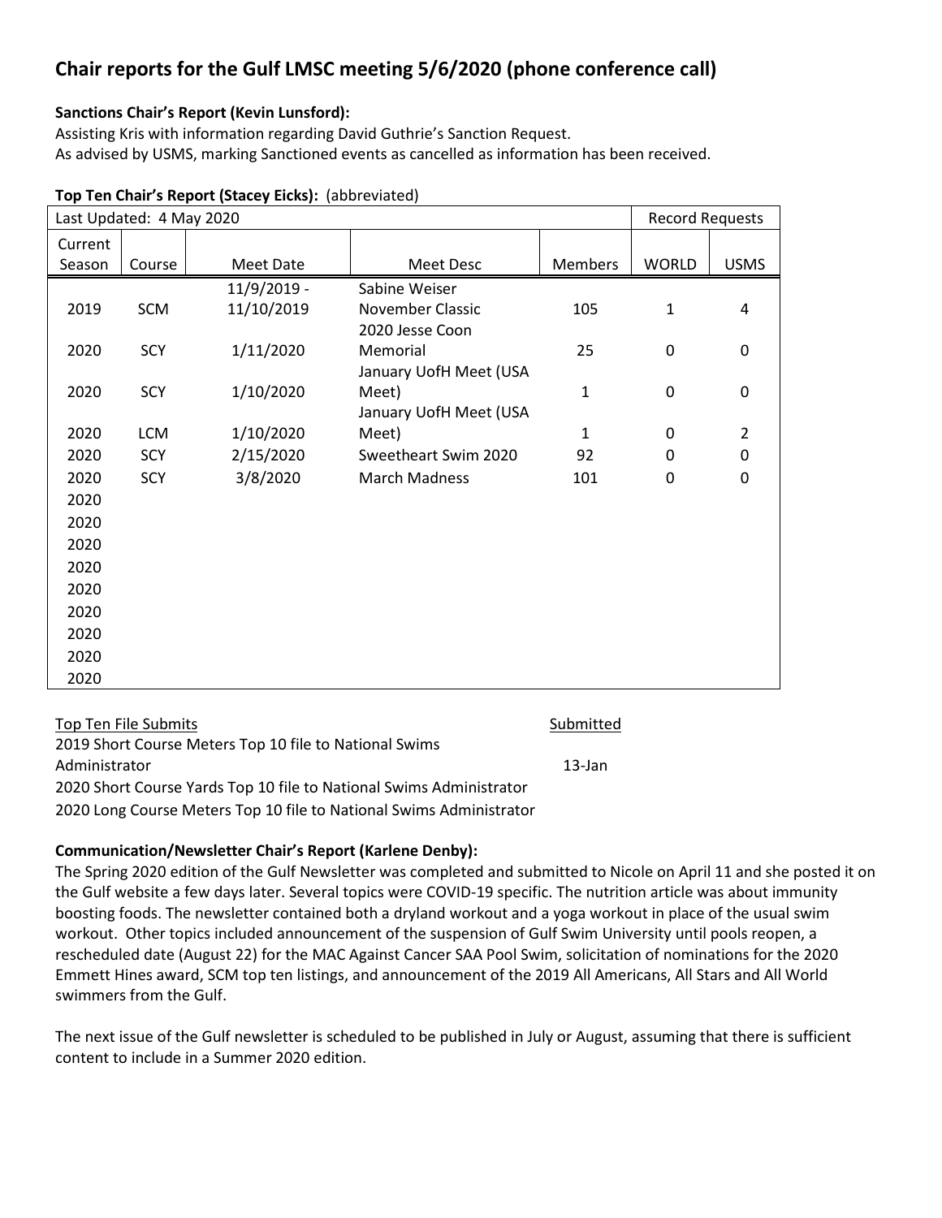# Chair reports for the Gulf LMSC meeting 5/6/2020 (phone conference call)

**Sanctions Chair's Report (Kevin Lunsford):**
Assisting Kris with information regarding David Guthrie's Sanction Request.
As advised by USMS, marking Sanctioned events as cancelled as information has been received.

**Top Ten Chair's Report (Stacey Eicks):** (abbreviated)

| Last Updated: 4 May 2020 | | | | | Record Requests | |
|---|---|---|---|---|---|---|
| Current Season | Course | Meet Date | Meet Desc | Members | WORLD | USMS |
| 2019 | SCM | 11/9/2019 - 11/10/2019 | Sabine Weiser November Classic | 105 | 1 | 4 |
| 2020 | SCY | 1/11/2020 | 2020 Jesse Coon Memorial | 25 | 0 | 0 |
| 2020 | SCY | 1/10/2020 | January UofH Meet (USA Meet) | 1 | 0 | 0 |
| 2020 | LCM | 1/10/2020 | January UofH Meet (USA Meet) | 1 | 0 | 2 |
| 2020 | SCY | 2/15/2020 | Sweetheart Swim 2020 | 92 | 0 | 0 |
| 2020 | SCY | 3/8/2020 | March Madness | 101 | 0 | 0 |
| 2020 | | | | | | |
| 2020 | | | | | | |
| 2020 | | | | | | |
| 2020 | | | | | | |
| 2020 | | | | | | |
| 2020 | | | | | | |
| 2020 | | | | | | |
| 2020 | | | | | | |
| 2020 | | | | | | |

| Top Ten File Submits | Submitted |
|---|---|
| 2019 Short Course Meters Top 10 file to National Swims Administrator | 13-Jan |
| 2020 Short Course Yards Top 10 file to National Swims Administrator | |
| 2020 Long Course Meters Top 10 file to National Swims Administrator | |

**Communication/Newsletter Chair's Report (Karlene Denby):**
The Spring 2020 edition of the Gulf Newsletter was completed and submitted to Nicole on April 11 and she posted it on the Gulf website a few days later. Several topics were COVID-19 specific. The nutrition article was about immunity boosting foods. The newsletter contained both a dryland workout and a yoga workout in place of the usual swim workout. Other topics included announcement of the suspension of Gulf Swim University until pools reopen, a rescheduled date (August 22) for the MAC Against Cancer SAA Pool Swim, solicitation of nominations for the 2020 Emmett Hines award, SCM top ten listings, and announcement of the 2019 All Americans, All Stars and All World swimmers from the Gulf.

The next issue of the Gulf newsletter is scheduled to be published in July or August, assuming that there is sufficient content to include in a Summer 2020 edition.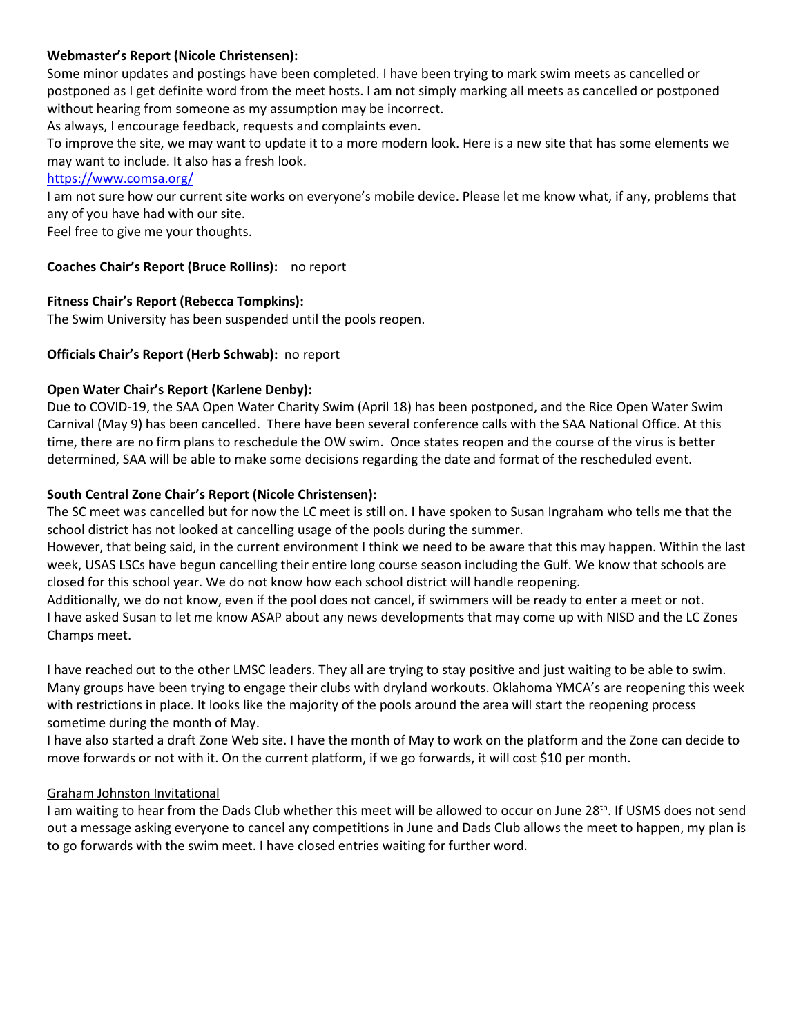**Webmaster's Report (Nicole Christensen):**
Some minor updates and postings have been completed. I have been trying to mark swim meets as cancelled or postponed as I get definite word from the meet hosts. I am not simply marking all meets as cancelled or postponed without hearing from someone as my assumption may be incorrect.
As always, I encourage feedback, requests and complaints even.
To improve the site, we may want to update it to a more modern look. Here is a new site that has some elements we may want to include. It also has a fresh look.
https://www.comsa.org/
I am not sure how our current site works on everyone's mobile device. Please let me know what, if any, problems that any of you have had with our site.
Feel free to give me your thoughts.

**Coaches Chair's Report (Bruce Rollins):** no report

**Fitness Chair's Report (Rebecca Tompkins):**
The Swim University has been suspended until the pools reopen.

**Officials Chair's Report (Herb Schwab):** no report

**Open Water Chair's Report (Karlene Denby):**
Due to COVID-19, the SAA Open Water Charity Swim (April 18) has been postponed, and the Rice Open Water Swim Carnival (May 9) has been cancelled. There have been several conference calls with the SAA National Office. At this time, there are no firm plans to reschedule the OW swim. Once states reopen and the course of the virus is better determined, SAA will be able to make some decisions regarding the date and format of the rescheduled event.

**South Central Zone Chair's Report (Nicole Christensen):**
The SC meet was cancelled but for now the LC meet is still on. I have spoken to Susan Ingraham who tells me that the school district has not looked at cancelling usage of the pools during the summer.
However, that being said, in the current environment I think we need to be aware that this may happen. Within the last week, USAS LSCs have begun cancelling their entire long course season including the Gulf. We know that schools are closed for this school year. We do not know how each school district will handle reopening.
Additionally, we do not know, even if the pool does not cancel, if swimmers will be ready to enter a meet or not.
I have asked Susan to let me know ASAP about any news developments that may come up with NISD and the LC Zones Champs meet.

I have reached out to the other LMSC leaders. They all are trying to stay positive and just waiting to be able to swim. Many groups have been trying to engage their clubs with dryland workouts. Oklahoma YMCA's are reopening this week with restrictions in place. It looks like the majority of the pools around the area will start the reopening process sometime during the month of May.
I have also started a draft Zone Web site. I have the month of May to work on the platform and the Zone can decide to move forwards or not with it. On the current platform, if we go forwards, it will cost $10 per month.

Graham Johnston Invitational

I am waiting to hear from the Dads Club whether this meet will be allowed to occur on June 28th. If USMS does not send out a message asking everyone to cancel any competitions in June and Dads Club allows the meet to happen, my plan is to go forwards with the swim meet. I have closed entries waiting for further word.